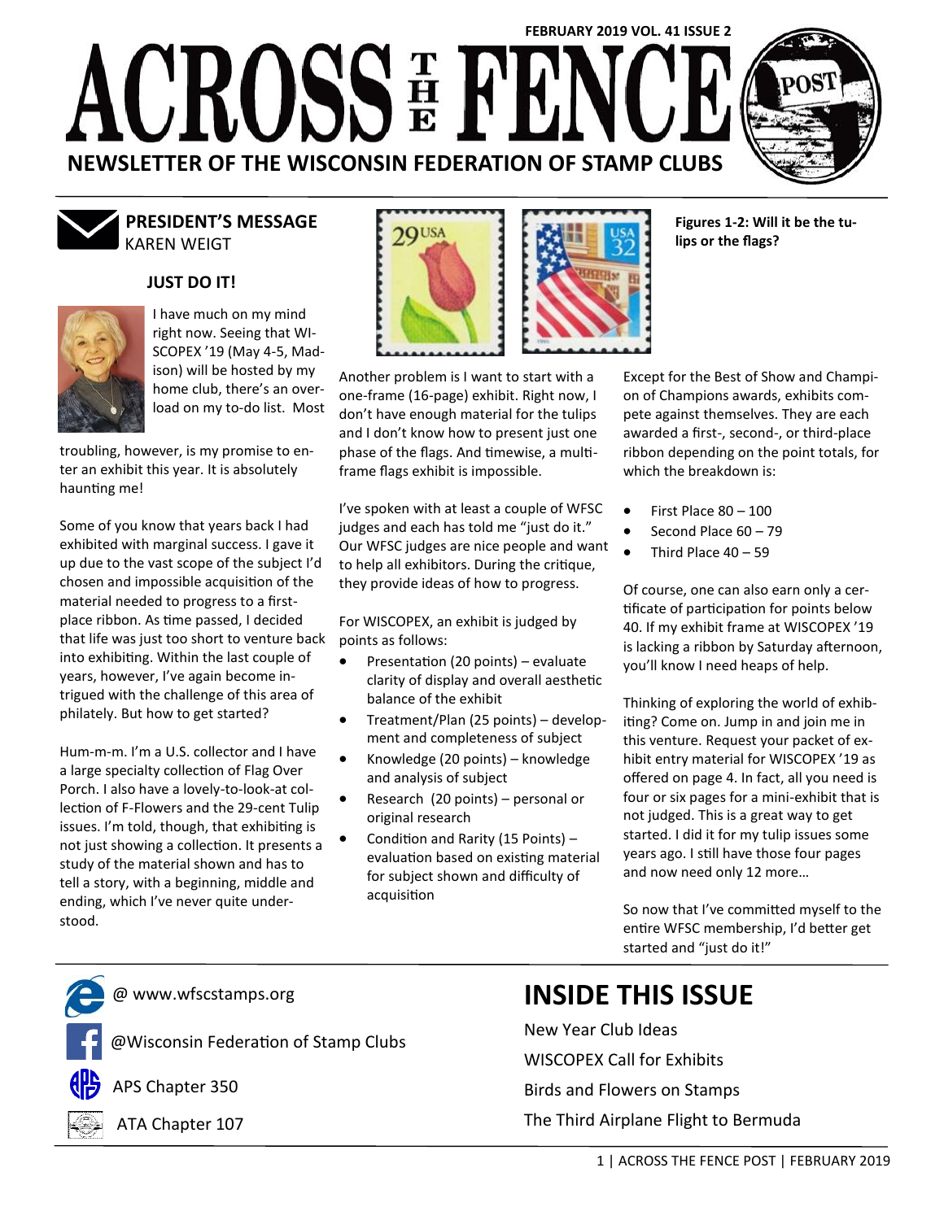FEBRUARY 2019 VOL. 41 ISSUE 2

# ACROSS THE FENCE POST

**NEWSLETTER OF THE WISCONSIN FEDERATION OF STAMP CLUBS**

## PRESIDENT'S MESSAGE
KAREN WEIGT

### JUST DO IT!

I have much on my mind right now. Seeing that WISCOPEX '19 (May 4-5, Madison) will be hosted by my home club, there's an overload on my to-do list. Most troubling, however, is my promise to enter an exhibit this year. It is absolutely haunting me!

Some of you know that years back I had exhibited with marginal success. I gave it up due to the vast scope of the subject I'd chosen and impossible acquisition of the material needed to progress to a first-place ribbon. As time passed, I decided that life was just too short to venture back into exhibiting. Within the last couple of years, however, I've again become intrigued with the challenge of this area of philately. But how to get started?

Hum-m-m. I'm a U.S. collector and I have a large specialty collection of Flag Over Porch. I also have a lovely-to-look-at collection of F-Flowers and the 29-cent Tulip issues. I'm told, though, that exhibiting is not just showing a collection. It presents a study of the material shown and has to tell a story, with a beginning, middle and ending, which I've never quite understood.

**Figures 1-2: Will it be the tulips or the flags?**

Another problem is I want to start with a one-frame (16-page) exhibit. Right now, I don't have enough material for the tulips and I don't know how to present just one phase of the flags. And timewise, a multi-frame flags exhibit is impossible.

I've spoken with at least a couple of WFSC judges and each has told me "just do it." Our WFSC judges are nice people and want to help all exhibitors. During the critique, they provide ideas of how to progress.

For WISCOPEX, an exhibit is judged by points as follows:

- Presentation (20 points) – evaluate clarity of display and overall aesthetic balance of the exhibit
- Treatment/Plan (25 points) – development and completeness of subject
- Knowledge (20 points) – knowledge and analysis of subject
- Research (20 points) – personal or original research
- Condition and Rarity (15 Points) – evaluation based on existing material for subject shown and difficulty of acquisition

Except for the Best of Show and Champion of Champions awards, exhibits compete against themselves. They are each awarded a first-, second-, or third-place ribbon depending on the point totals, for which the breakdown is:

- First Place 80 – 100
- Second Place 60 – 79
- Third Place 40 – 59

Of course, one can also earn only a certificate of participation for points below 40. If my exhibit frame at WISCOPEX '19 is lacking a ribbon by Saturday afternoon, you'll know I need heaps of help.

Thinking of exploring the world of exhibiting? Come on. Jump in and join me in this venture. Request your packet of exhibit entry material for WISCOPEX '19 as offered on page 4. In fact, all you need is four or six pages for a mini-exhibit that is not judged. This is a great way to get started. I did it for my tulip issues some years ago. I still have those four pages and now need only 12 more…

So now that I've committed myself to the entire WFSC membership, I'd better get started and "just do it!"

@ www.wfscstamps.org

@Wisconsin Federation of Stamp Clubs

APS Chapter 350

ATA Chapter 107

## INSIDE THIS ISSUE

New Year Club Ideas

WISCOPEX Call for Exhibits

Birds and Flowers on Stamps

The Third Airplane Flight to Bermuda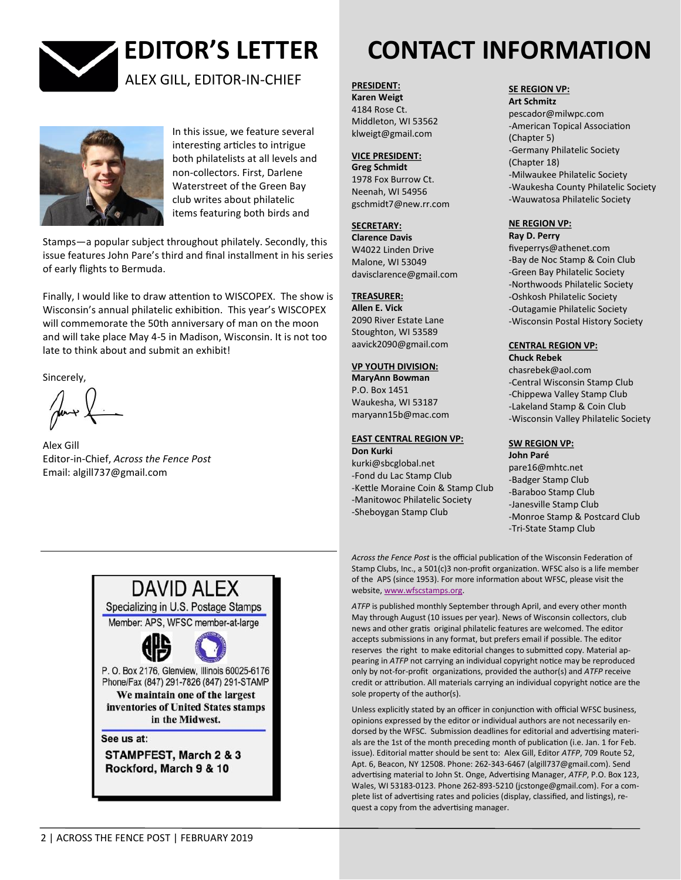# EDITOR'S LETTER

ALEX GILL, EDITOR-IN-CHIEF

In this issue, we feature several interesting articles to intrigue both philatelists at all levels and non-collectors. First, Darlene Waterstreet of the Green Bay club writes about philatelic items featuring both birds and Stamps—a popular subject throughout philately. Secondly, this issue features John Pare's third and final installment in his series of early flights to Bermuda.

Finally, I would like to draw attention to WISCOPEX. The show is Wisconsin's annual philatelic exhibition. This year's WISCOPEX will commemorate the 50th anniversary of man on the moon and will take place May 4-5 in Madison, Wisconsin. It is not too late to think about and submit an exhibit!

Sincerely,

Alex Gill
Editor-in-Chief, *Across the Fence Post*
Email: algill737@gmail.com

---

**DAVID ALEX**
Specializing in U.S. Postage Stamps
Member: APS, WFSC member-at-large

P. O. Box 2176, Glenview, Illinois 60025-6176
Phone/Fax (847) 291-7826 (847) 291-STAMP

**We maintain one of the largest inventories of United States stamps in the Midwest.**

See us at:
**STAMPFEST, March 2 & 3**
**Rockford, March 9 & 10**

---

# CONTACT INFORMATION

**PRESIDENT:**
**Karen Weigt**
4184 Rose Ct.
Middleton, WI 53562
klweigt@gmail.com

**VICE PRESIDENT:**
**Greg Schmidt**
1978 Fox Burrow Ct.
Neenah, WI 54956
gschmidt7@new.rr.com

**SECRETARY:**
**Clarence Davis**
W4022 Linden Drive
Malone, WI 53049
davisclarence@gmail.com

**TREASURER:**
**Allen E. Vick**
2090 River Estate Lane
Stoughton, WI 53589
aavick2090@gmail.com

**VP YOUTH DIVISION:**
**MaryAnn Bowman**
P.O. Box 1451
Waukesha, WI 53187
maryann15b@mac.com

**EAST CENTRAL REGION VP:**
**Don Kurki**
kurki@sbcglobal.net
- Fond du Lac Stamp Club
- Kettle Moraine Coin & Stamp Club
- Manitowoc Philatelic Society
- Sheboygan Stamp Club

**SE REGION VP:**
**Art Schmitz**
pescador@milwpc.com
- American Topical Association (Chapter 5)
- Germany Philatelic Society (Chapter 18)
- Milwaukee Philatelic Society
- Waukesha County Philatelic Society
- Wauwatosa Philatelic Society

**NE REGION VP:**
**Ray D. Perry**
fiveperrys@athenet.com
- Bay de Noc Stamp & Coin Club
- Green Bay Philatelic Society
- Northwoods Philatelic Society
- Oshkosh Philatelic Society
- Outagamie Philatelic Society
- Wisconsin Postal History Society

**CENTRAL REGION VP:**
**Chuck Rebek**
chasrebek@aol.com
- Central Wisconsin Stamp Club
- Chippewa Valley Stamp Club
- Lakeland Stamp & Coin Club
- Wisconsin Valley Philatelic Society

**SW REGION VP:**
**John Paré**
pare16@mhtc.net
- Badger Stamp Club
- Baraboo Stamp Club
- Janesville Stamp Club
- Monroe Stamp & Postcard Club
- Tri-State Stamp Club

*Across the Fence Post* is the official publication of the Wisconsin Federation of Stamp Clubs, Inc., a 501(c)3 non-profit organization. WFSC also is a life member of the APS (since 1953). For more information about WFSC, please visit the website, www.wfscstamps.org.

*ATFP* is published monthly September through April, and every other month May through August (10 issues per year). News of Wisconsin collectors, club news and other gratis original philatelic features are welcomed. The editor accepts submissions in any format, but prefers email if possible. The editor reserves the right to make editorial changes to submitted copy. Material appearing in *ATFP* not carrying an individual copyright notice may be reproduced only by not-for-profit organizations, provided the author(s) and *ATFP* receive credit or attribution. All materials carrying an individual copyright notice are the sole property of the author(s).

Unless explicitly stated by an officer in conjunction with official WFSC business, opinions expressed by the editor or individual authors are not necessarily endorsed by the WFSC. Submission deadlines for editorial and advertising materials are the 1st of the month preceding month of publication (i.e. Jan. 1 for Feb. issue). Editorial matter should be sent to: Alex Gill, Editor *ATFP*, 709 Route 52, Apt. 6, Beacon, NY 12508. Phone: 262-343-6467 (algill737@gmail.com). Send advertising material to John St. Onge, Advertising Manager, *ATFP*, P.O. Box 123, Wales, WI 53183-0123. Phone 262-893-5210 (jcstonge@gmail.com). For a complete list of advertising rates and policies (display, classified, and listings), request a copy from the advertising manager.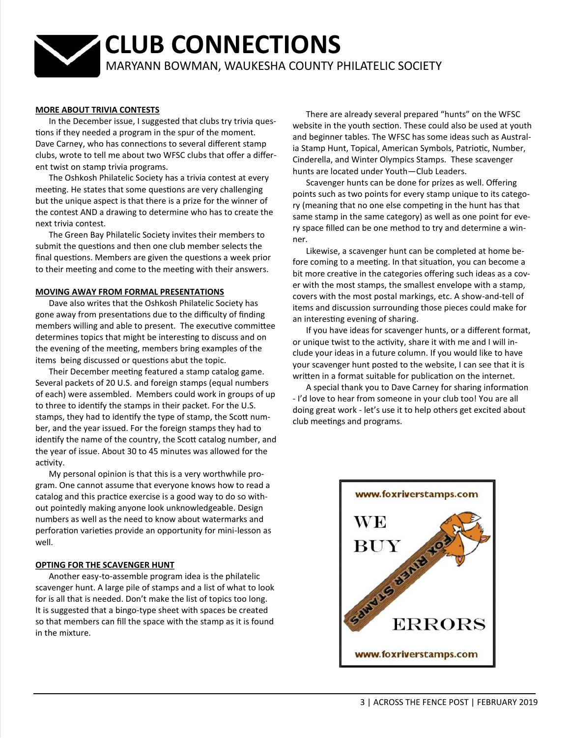# CLUB CONNECTIONS

MARYANN BOWMAN, WAUKESHA COUNTY PHILATELIC SOCIETY

**MORE ABOUT TRIVIA CONTESTS**

In the December issue, I suggested that clubs try trivia questions if they needed a program in the spur of the moment. Dave Carney, who has connections to several different stamp clubs, wrote to tell me about two WFSC clubs that offer a different twist on stamp trivia programs.

The Oshkosh Philatelic Society has a trivia contest at every meeting. He states that some questions are very challenging but the unique aspect is that there is a prize for the winner of the contest AND a drawing to determine who has to create the next trivia contest.

The Green Bay Philatelic Society invites their members to submit the questions and then one club member selects the final questions. Members are given the questions a week prior to their meeting and come to the meeting with their answers.

**MOVING AWAY FROM FORMAL PRESENTATIONS**

Dave also writes that the Oshkosh Philatelic Society has gone away from presentations due to the difficulty of finding members willing and able to present. The executive committee determines topics that might be interesting to discuss and on the evening of the meeting, members bring examples of the items being discussed or questions abut the topic.

Their December meeting featured a stamp catalog game. Several packets of 20 U.S. and foreign stamps (equal numbers of each) were assembled. Members could work in groups of up to three to identify the stamps in their packet. For the U.S. stamps, they had to identify the type of stamp, the Scott number, and the year issued. For the foreign stamps they had to identify the name of the country, the Scott catalog number, and the year of issue. About 30 to 45 minutes was allowed for the activity.

My personal opinion is that this is a very worthwhile program. One cannot assume that everyone knows how to read a catalog and this practice exercise is a good way to do so without pointedly making anyone look unknowledgeable. Design numbers as well as the need to know about watermarks and perforation varieties provide an opportunity for mini-lesson as well.

**OPTING FOR THE SCAVENGER HUNT**

Another easy-to-assemble program idea is the philatelic scavenger hunt. A large pile of stamps and a list of what to look for is all that is needed. Don't make the list of topics too long. It is suggested that a bingo-type sheet with spaces be created so that members can fill the space with the stamp as it is found in the mixture.

There are already several prepared "hunts" on the WFSC website in the youth section. These could also be used at youth and beginner tables. The WFSC has some ideas such as Australia Stamp Hunt, Topical, American Symbols, Patriotic, Number, Cinderella, and Winter Olympics Stamps. These scavenger hunts are located under Youth—Club Leaders.

Scavenger hunts can be done for prizes as well. Offering points such as two points for every stamp unique to its category (meaning that no one else competing in the hunt has that same stamp in the same category) as well as one point for every space filled can be one method to try and determine a winner.

Likewise, a scavenger hunt can be completed at home before coming to a meeting. In that situation, you can become a bit more creative in the categories offering such ideas as a cover with the most stamps, the smallest envelope with a stamp, covers with the most postal markings, etc. A show-and-tell of items and discussion surrounding those pieces could make for an interesting evening of sharing.

If you have ideas for scavenger hunts, or a different format, or unique twist to the activity, share it with me and I will include your ideas in a future column. If you would like to have your scavenger hunt posted to the website, I can see that it is written in a format suitable for publication on the internet.

A special thank you to Dave Carney for sharing information - I'd love to hear from someone in your club too! You are all doing great work - let's use it to help others get excited about club meetings and programs.

www.foxriverstamps.com

WE BUY ERRORS

FOX RIVER STAMPS

www.foxriverstamps.com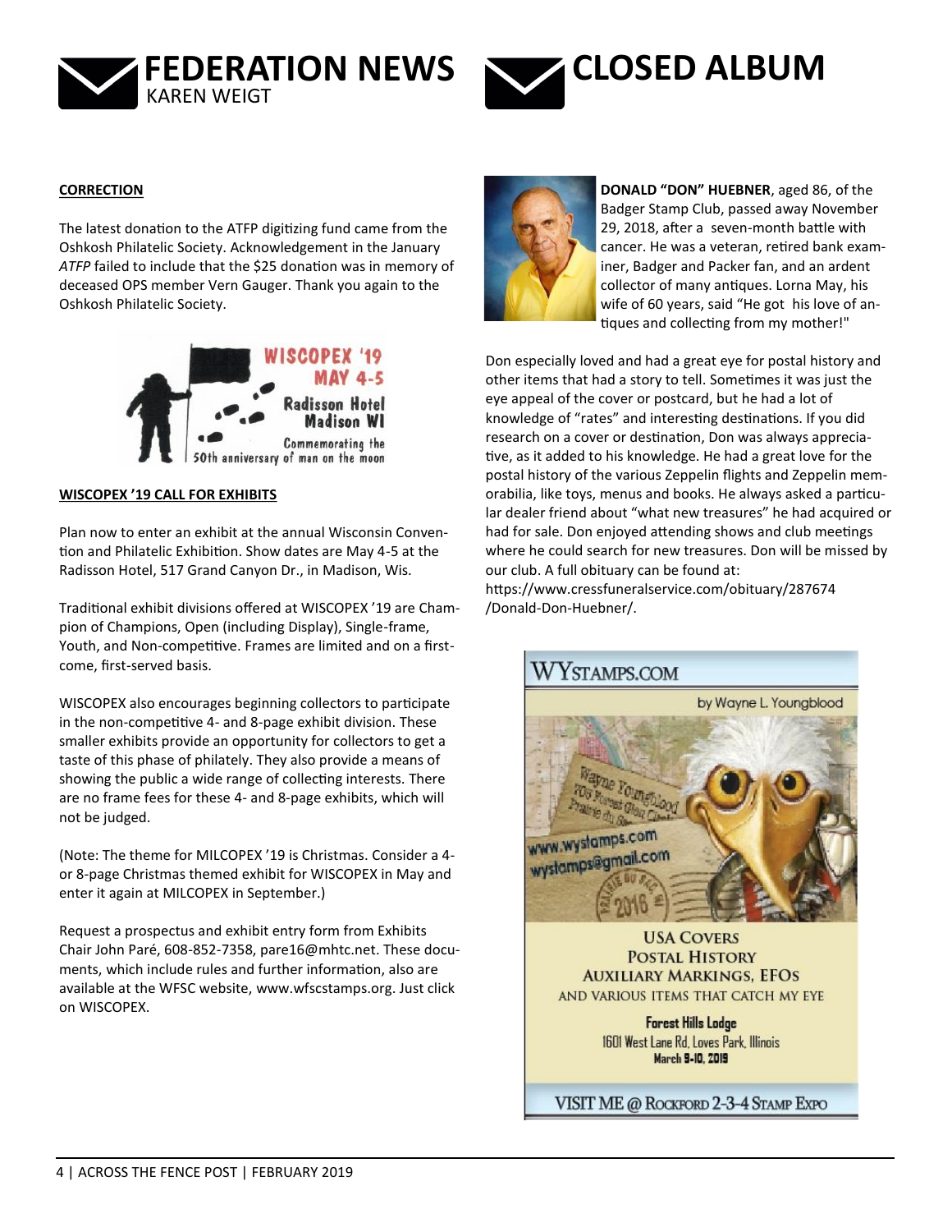# FEDERATION NEWS

KAREN WEIGT

**CORRECTION**

The latest donation to the ATFP digitizing fund came from the Oshkosh Philatelic Society. Acknowledgement in the January *ATFP* failed to include that the $25 donation was in memory of deceased OPS member Vern Gauger. Thank you again to the Oshkosh Philatelic Society.

WISCOPEX '19
MAY 4-5
Radisson Hotel
Madison WI
Commemorating the 50th anniversary of man on the moon

**WISCOPEX '19 CALL FOR EXHIBITS**

Plan now to enter an exhibit at the annual Wisconsin Convention and Philatelic Exhibition. Show dates are May 4-5 at the Radisson Hotel, 517 Grand Canyon Dr., in Madison, Wis.

Traditional exhibit divisions offered at WISCOPEX '19 are Champion of Champions, Open (including Display), Single-frame, Youth, and Non-competitive. Frames are limited and on a first-come, first-served basis.

WISCOPEX also encourages beginning collectors to participate in the non-competitive 4- and 8-page exhibit division. These smaller exhibits provide an opportunity for collectors to get a taste of this phase of philately. They also provide a means of showing the public a wide range of collecting interests. There are no frame fees for these 4- and 8-page exhibits, which will not be judged.

(Note: The theme for MILCOPEX '19 is Christmas. Consider a 4- or 8-page Christmas themed exhibit for WISCOPEX in May and enter it again at MILCOPEX in September.)

Request a prospectus and exhibit entry form from Exhibits Chair John Paré, 608-852-7358, pare16@mhtc.net. These documents, which include rules and further information, also are available at the WFSC website, www.wfscstamps.org. Just click on WISCOPEX.

# CLOSED ALBUM

**DONALD "DON" HUEBNER**, aged 86, of the Badger Stamp Club, passed away November 29, 2018, after a seven-month battle with cancer. He was a veteran, retired bank examiner, Badger and Packer fan, and an ardent collector of many antiques. Lorna May, his wife of 60 years, said "He got his love of antiques and collecting from my mother!"

Don especially loved and had a great eye for postal history and other items that had a story to tell. Sometimes it was just the eye appeal of the cover or postcard, but he had a lot of knowledge of "rates" and interesting destinations. If you did research on a cover or destination, Don was always appreciative, as it added to his knowledge. He had a great love for the postal history of the various Zeppelin flights and Zeppelin memorabilia, like toys, menus and books. He always asked a particular dealer friend about "what new treasures" he had acquired or had for sale. Don enjoyed attending shows and club meetings where he could search for new treasures. Don will be missed by our club. A full obituary can be found at: https://www.cressfuneralservice.com/obituary/287674/Donald-Don-Huebner/.

WYSTAMPS.COM

by Wayne L. Youngblood

www.wystamps.com
wystamps@gmail.com

USA COVERS
POSTAL HISTORY
AUXILIARY MARKINGS, EFOs
AND VARIOUS ITEMS THAT CATCH MY EYE

Forest Hills Lodge
1601 West Lane Rd, Loves Park, Illinois
March 9-10, 2019

VISIT ME @ ROCKFORD 2-3-4 STAMP EXPO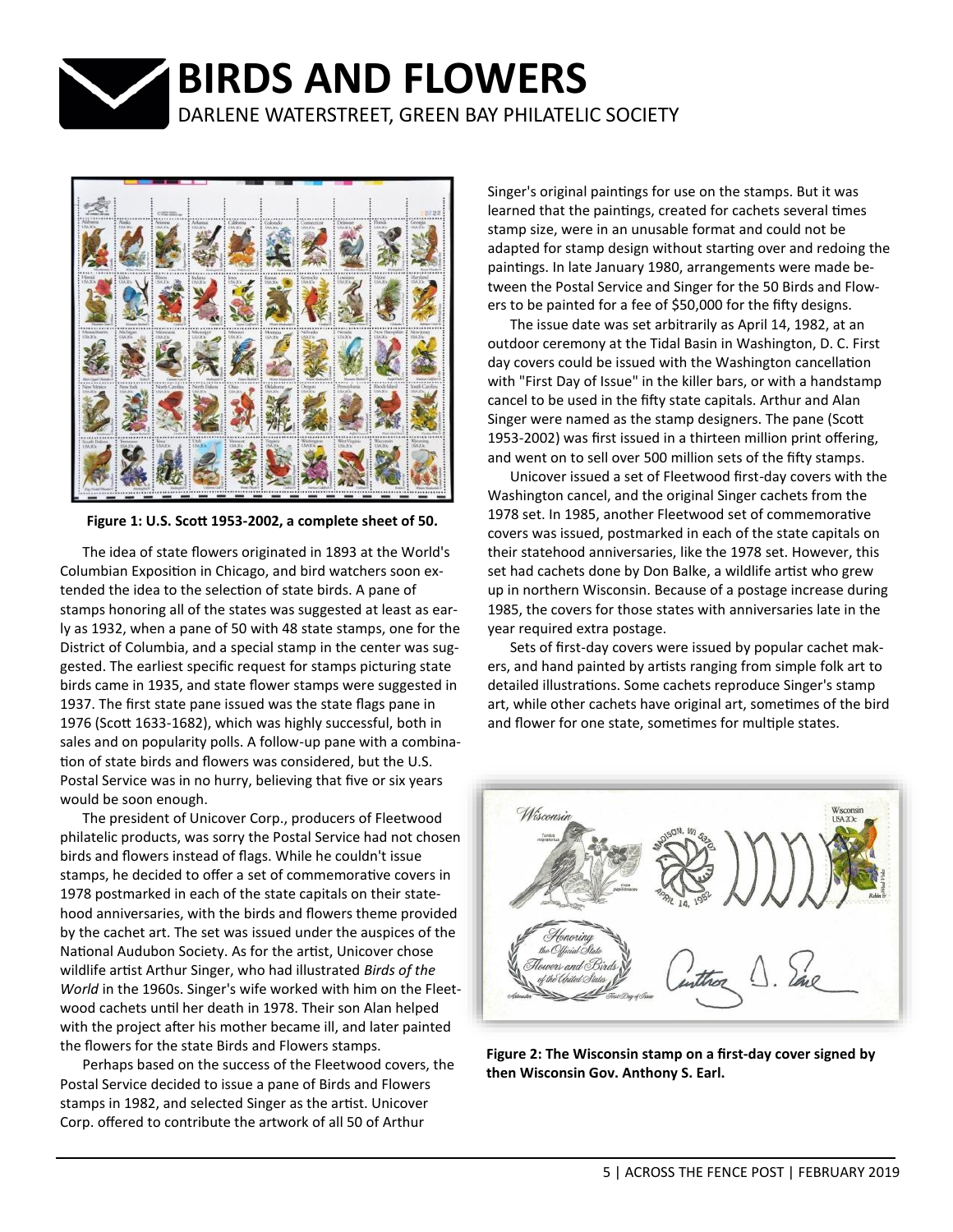# BIRDS AND FLOWERS

DARLENE WATERSTREET, GREEN BAY PHILATELIC SOCIETY

**Figure 1: U.S. Scott 1953-2002, a complete sheet of 50.**

The idea of state flowers originated in 1893 at the World's Columbian Exposition in Chicago, and bird watchers soon extended the idea to the selection of state birds. A pane of stamps honoring all of the states was suggested at least as early as 1932, when a pane of 50 with 48 state stamps, one for the District of Columbia, and a special stamp in the center was suggested. The earliest specific request for stamps picturing state birds came in 1935, and state flower stamps were suggested in 1937. The first state pane issued was the state flags pane in 1976 (Scott 1633-1682), which was highly successful, both in sales and on popularity polls. A follow-up pane with a combination of state birds and flowers was considered, but the U.S. Postal Service was in no hurry, believing that five or six years would be soon enough.

The president of Unicover Corp., producers of Fleetwood philatelic products, was sorry the Postal Service had not chosen birds and flowers instead of flags. While he couldn't issue stamps, he decided to offer a set of commemorative covers in 1978 postmarked in each of the state capitals on their statehood anniversaries, with the birds and flowers theme provided by the cachet art. The set was issued under the auspices of the National Audubon Society. As for the artist, Unicover chose wildlife artist Arthur Singer, who had illustrated *Birds of the World* in the 1960s. Singer's wife worked with him on the Fleetwood cachets until her death in 1978. Their son Alan helped with the project after his mother became ill, and later painted the flowers for the state Birds and Flowers stamps.

Perhaps based on the success of the Fleetwood covers, the Postal Service decided to issue a pane of Birds and Flowers stamps in 1982, and selected Singer as the artist. Unicover Corp. offered to contribute the artwork of all 50 of Arthur Singer's original paintings for use on the stamps. But it was learned that the paintings, created for cachets several times stamp size, were in an unusable format and could not be adapted for stamp design without starting over and redoing the paintings. In late January 1980, arrangements were made between the Postal Service and Singer for the 50 Birds and Flowers to be painted for a fee of $50,000 for the fifty designs.

The issue date was set arbitrarily as April 14, 1982, at an outdoor ceremony at the Tidal Basin in Washington, D. C. First day covers could be issued with the Washington cancellation with "First Day of Issue" in the killer bars, or with a handstamp cancel to be used in the fifty state capitals. Arthur and Alan Singer were named as the stamp designers. The pane (Scott 1953-2002) was first issued in a thirteen million print offering, and went on to sell over 500 million sets of the fifty stamps.

Unicover issued a set of Fleetwood first-day covers with the Washington cancel, and the original Singer cachets from the 1978 set. In 1985, another Fleetwood set of commemorative covers was issued, postmarked in each of the state capitals on their statehood anniversaries, like the 1978 set. However, this set had cachets done by Don Balke, a wildlife artist who grew up in northern Wisconsin. Because of a postage increase during 1985, the covers for those states with anniversaries late in the year required extra postage.

Sets of first-day covers were issued by popular cachet makers, and hand painted by artists ranging from simple folk art to detailed illustrations. Some cachets reproduce Singer's stamp art, while other cachets have original art, sometimes of the bird and flower for one state, sometimes for multiple states.

**Figure 2: The Wisconsin stamp on a first-day cover signed by then Wisconsin Gov. Anthony S. Earl.**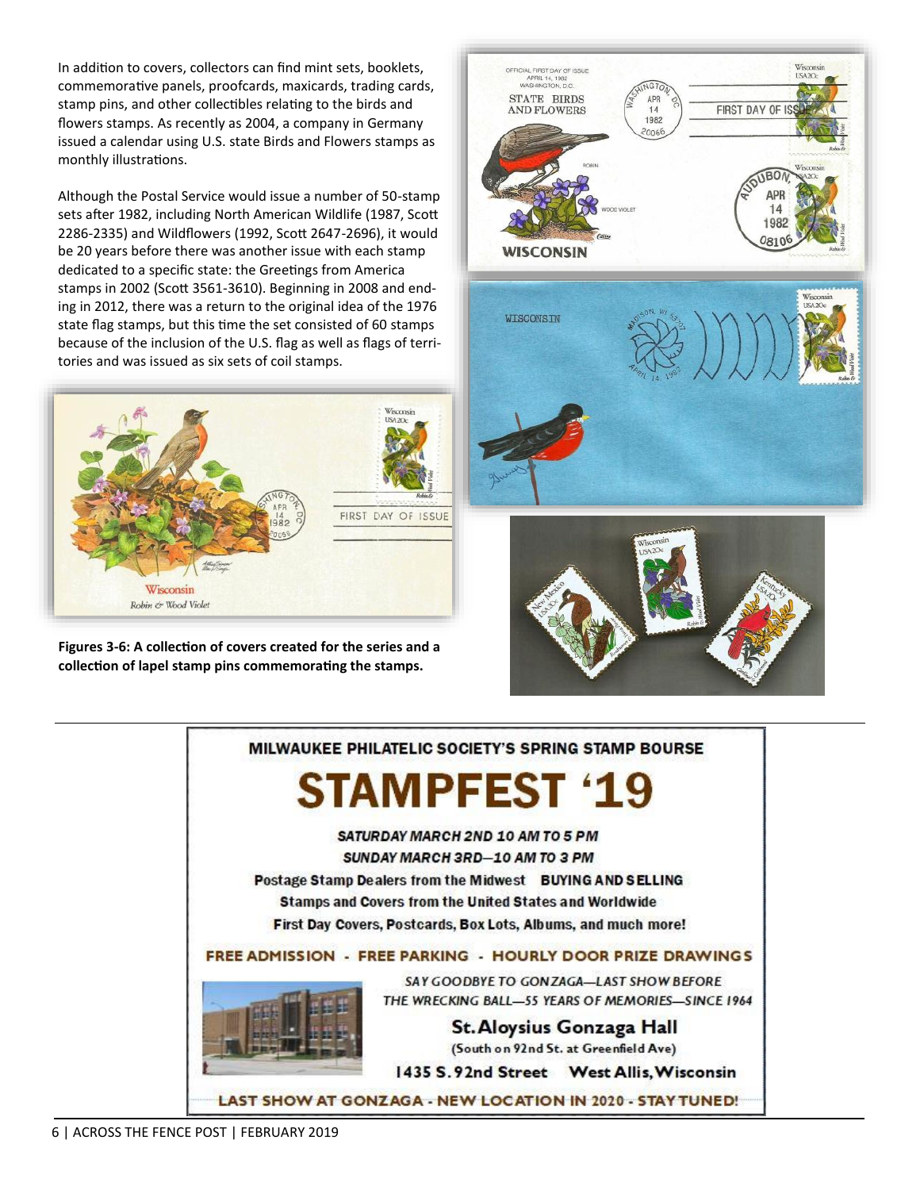In addition to covers, collectors can find mint sets, booklets, commemorative panels, proofcards, maxicards, trading cards, stamp pins, and other collectibles relating to the birds and flowers stamps. As recently as 2004, a company in Germany issued a calendar using U.S. state Birds and Flowers stamps as monthly illustrations.

Although the Postal Service would issue a number of 50-stamp sets after 1982, including North American Wildlife (1987, Scott 2286-2335) and Wildflowers (1992, Scott 2647-2696), it would be 20 years before there was another issue with each stamp dedicated to a specific state: the Greetings from America stamps in 2002 (Scott 3561-3610). Beginning in 2008 and ending in 2012, there was a return to the original idea of the 1976 state flag stamps, but this time the set consisted of 60 stamps because of the inclusion of the U.S. flag as well as flags of territories and was issued as six sets of coil stamps.

**Figures 3-6: A collection of covers created for the series and a collection of lapel stamp pins commemorating the stamps.**

---

**MILWAUKEE PHILATELIC SOCIETY'S SPRING STAMP BOURSE**

# STAMPFEST '19

***SATURDAY MARCH 2ND 10 AM TO 5 PM***

***SUNDAY MARCH 3RD—10 AM TO 3 PM***

**Postage Stamp Dealers from the Midwest BUYING AND SELLING**

**Stamps and Covers from the United States and Worldwide**

**First Day Covers, Postcards, Box Lots, Albums, and much more!**

**FREE ADMISSION - FREE PARKING - HOURLY DOOR PRIZE DRAWINGS**

*SAY GOODBYE TO GONZAGA—LAST SHOW BEFORE THE WRECKING BALL—55 YEARS OF MEMORIES—SINCE 1964*

**St. Aloysius Gonzaga Hall**

**(South on 92nd St. at Greenfield Ave)**

**1435 S. 92nd Street West Allis, Wisconsin**

**LAST SHOW AT GONZAGA - NEW LOCATION IN 2020 - STAY TUNED!**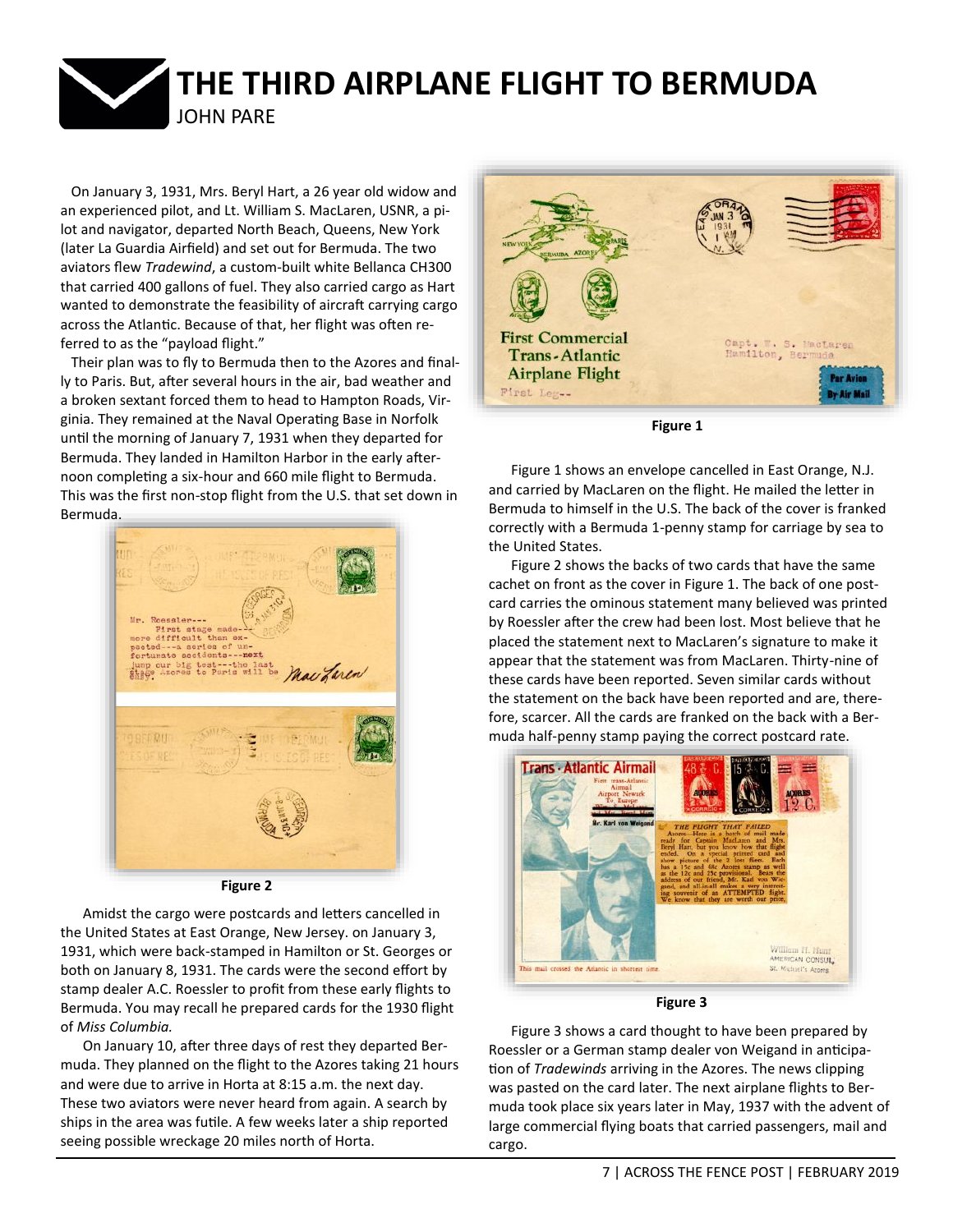# THE THIRD AIRPLANE FLIGHT TO BERMUDA

JOHN PARE

On January 3, 1931, Mrs. Beryl Hart, a 26 year old widow and an experienced pilot, and Lt. William S. MacLaren, USNR, a pilot and navigator, departed North Beach, Queens, New York (later La Guardia Airfield) and set out for Bermuda. The two aviators flew *Tradewind*, a custom-built white Bellanca CH300 that carried 400 gallons of fuel. They also carried cargo as Hart wanted to demonstrate the feasibility of aircraft carrying cargo across the Atlantic. Because of that, her flight was often referred to as the "payload flight."

Their plan was to fly to Bermuda then to the Azores and finally to Paris. But, after several hours in the air, bad weather and a broken sextant forced them to head to Hampton Roads, Virginia. They remained at the Naval Operating Base in Norfolk until the morning of January 7, 1931 when they departed for Bermuda. They landed in Hamilton Harbor in the early afternoon completing a six-hour and 660 mile flight to Bermuda. This was the first non-stop flight from the U.S. that set down in Bermuda.

Figure 2

Amidst the cargo were postcards and letters cancelled in the United States at East Orange, New Jersey. on January 3, 1931, which were back-stamped in Hamilton or St. Georges or both on January 8, 1931. The cards were the second effort by stamp dealer A.C. Roessler to profit from these early flights to Bermuda. You may recall he prepared cards for the 1930 flight of *Miss Columbia.*

On January 10, after three days of rest they departed Bermuda. They planned on the flight to the Azores taking 21 hours and were due to arrive in Horta at 8:15 a.m. the next day. These two aviators were never heard from again. A search by ships in the area was futile. A few weeks later a ship reported seeing possible wreckage 20 miles north of Horta.

Figure 1

Figure 1 shows an envelope cancelled in East Orange, N.J. and carried by MacLaren on the flight. He mailed the letter in Bermuda to himself in the U.S. The back of the cover is franked correctly with a Bermuda 1-penny stamp for carriage by sea to the United States.

Figure 2 shows the backs of two cards that have the same cachet on front as the cover in Figure 1. The back of one postcard carries the ominous statement many believed was printed by Roessler after the crew had been lost. Most believe that he placed the statement next to MacLaren's signature to make it appear that the statement was from MacLaren. Thirty-nine of these cards have been reported. Seven similar cards without the statement on the back have been reported and are, therefore, scarcer. All the cards are franked on the back with a Bermuda half-penny stamp paying the correct postcard rate.

Figure 3

Figure 3 shows a card thought to have been prepared by Roessler or a German stamp dealer von Weigand in anticipation of *Tradewinds* arriving in the Azores. The news clipping was pasted on the card later. The next airplane flights to Bermuda took place six years later in May, 1937 with the advent of large commercial flying boats that carried passengers, mail and cargo.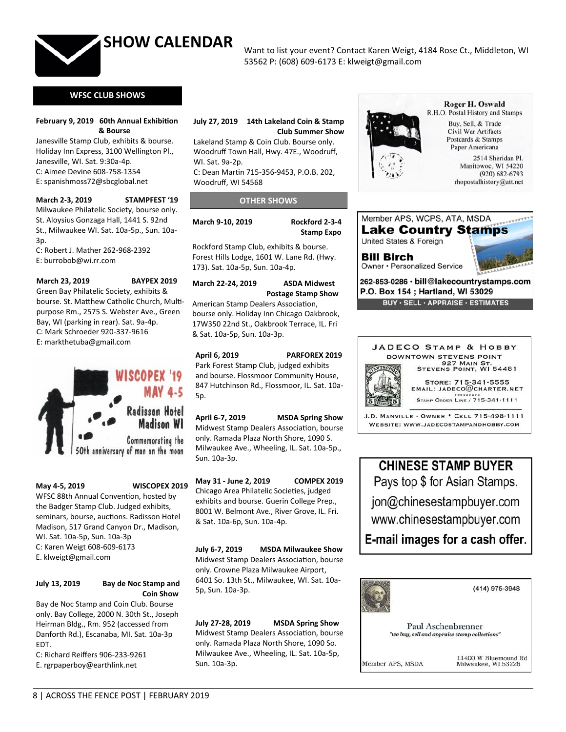# SHOW CALENDAR

Want to list your event? Contact Karen Weigt, 4184 Rose Ct., Middleton, WI 53562 P: (608) 609-6173 E: klweigt@gmail.com

## WFSC CLUB SHOWS

**February 9, 2019 60th Annual Exhibition & Bourse**
Janesville Stamp Club, exhibits & bourse. Holiday Inn Express, 3100 Wellington Pl., Janesville, WI. Sat. 9:30a-4p.
C: Aimee Devine 608-758-1354
E: spanishmoss72@sbcglobal.net

**March 2-3, 2019 STAMPFEST '19**
Milwaukee Philatelic Society, bourse only. St. Aloysius Gonzaga Hall, 1441 S. 92nd St., Milwaukee WI. Sat. 10a-5p., Sun. 10a-3p.
C: Robert J. Mather 262-968-2392
E: burrobob@wi.rr.com

**March 23, 2019 BAYPEX 2019**
Green Bay Philatelic Society, exhibits & bourse. St. Matthew Catholic Church, Multi-purpose Rm., 2575 S. Webster Ave., Green Bay, WI (parking in rear). Sat. 9a-4p.
C: Mark Schroeder 920-337-9616
E: markthetuba@gmail.com

WISCOPEX '19
MAY 4-5
Radisson Hotel
Madison WI
Commemorating the 50th anniversary of man on the moon

**May 4-5, 2019 WISCOPEX 2019**
WFSC 88th Annual Convention, hosted by the Badger Stamp Club. Judged exhibits, seminars, bourse, auctions. Radisson Hotel Madison, 517 Grand Canyon Dr., Madison, WI. Sat. 10a-5p, Sun. 10a-3p
C: Karen Weigt 608-609-6173
E. klweigt@gmail.com

**July 13, 2019 Bay de Noc Stamp and Coin Show**
Bay de Noc Stamp and Coin Club. Bourse only. Bay College, 2000 N. 30th St., Joseph Heirman Bldg., Rm. 952 (accessed from Danforth Rd.), Escanaba, MI. Sat. 10a-3p EDT.
C: Richard Reiffers 906-233-9261
E. rgrpaperboy@earthlink.net

**July 27, 2019 14th Lakeland Coin & Stamp Club Summer Show**
Lakeland Stamp & Coin Club. Bourse only. Woodruff Town Hall, Hwy. 47E., Woodruff, WI. Sat. 9a-2p.
C: Dean Martin 715-356-9453, P.O.B. 202, Woodruff, WI 54568

## OTHER SHOWS

**March 9-10, 2019 Rockford 2-3-4 Stamp Expo**
Rockford Stamp Club, exhibits & bourse. Forest Hills Lodge, 1601 W. Lane Rd. (Hwy. 173). Sat. 10a-5p, Sun. 10a-4p.

**March 22-24, 2019 ASDA Midwest Postage Stamp Show**
American Stamp Dealers Association, bourse only. Holiday Inn Chicago Oakbrook, 17W350 22nd St., Oakbrook Terrace, IL. Fri & Sat. 10a-5p, Sun. 10a-3p.

**April 6, 2019 PARFOREX 2019**
Park Forest Stamp Club, judged exhibits and bourse. Flossmoor Community House, 847 Hutchinson Rd., Flossmoor, IL. Sat. 10a-5p.

**April 6-7, 2019 MSDA Spring Show**
Midwest Stamp Dealers Association, bourse only. Ramada Plaza North Shore, 1090 S. Milwaukee Ave., Wheeling, IL. Sat. 10a-5p., Sun. 10a-3p.

**May 31 - June 2, 2019 COMPEX 2019**
Chicago Area Philatelic Societies, judged exhibits and bourse. Guerin College Prep., 8001 W. Belmont Ave., River Grove, IL. Fri. & Sat. 10a-6p, Sun. 10a-4p.

**July 6-7, 2019 MSDA Milwaukee Show**
Midwest Stamp Dealers Association, bourse only. Crowne Plaza Milwaukee Airport, 6401 So. 13th St., Milwaukee, WI. Sat. 10a-5p, Sun. 10a-3p.

**July 27-28, 2019 MSDA Spring Show**
Midwest Stamp Dealers Association, bourse only. Ramada Plaza North Shore, 1090 So. Milwaukee Ave., Wheeling, IL. Sat. 10a-5p, Sun. 10a-3p.

---

**Roger H. Oswald**
R.H.O. Postal History and Stamps
Buy, Sell, & Trade
Civil War Artifacts
Postcards & Stamps
Paper Americana
2514 Sheridan Pl.
Manitowoc, WI 54220
(920) 682-6793
rhopostalhistory@att.net

---

Member APS, WCPS, ATA, MSDA
**Lake Country Stamps**
United States & Foreign
**Bill Birch**
Owner • Personalized Service
262-853-0286 • bill@lakecountrystamps.com
P.O. Box 154 ; Hartland, WI 53029
BUY • SELL • APPRAISE • ESTIMATES

---

JADECO STAMP & HOBBY
DOWNTOWN STEVENS POINT
927 MAIN ST.
STEVENS POINT, WI 54481
STORE: 715-341-5555
EMAIL: JADECO@CHARTER.NET
STAMP ORDER LINE / 715-341-1111
J.D. MANVILLE - OWNER • CELL 715-498-1111
WEBSITE: WWW.JADECOSTAMPANDHOBBY.COM

---

**CHINESE STAMP BUYER**
Pays top $ for Asian Stamps.
jon@chinesestampbuyer.com
www.chinesestampbuyer.com
**E-mail images for a cash offer.**

---

(414) 975-3948
Paul Aschenbrenner
*"we buy, sell and appraise stamp collections"*
Member APS, MSDA
11400 W Bluemound Rd
Milwaukee, WI 53226